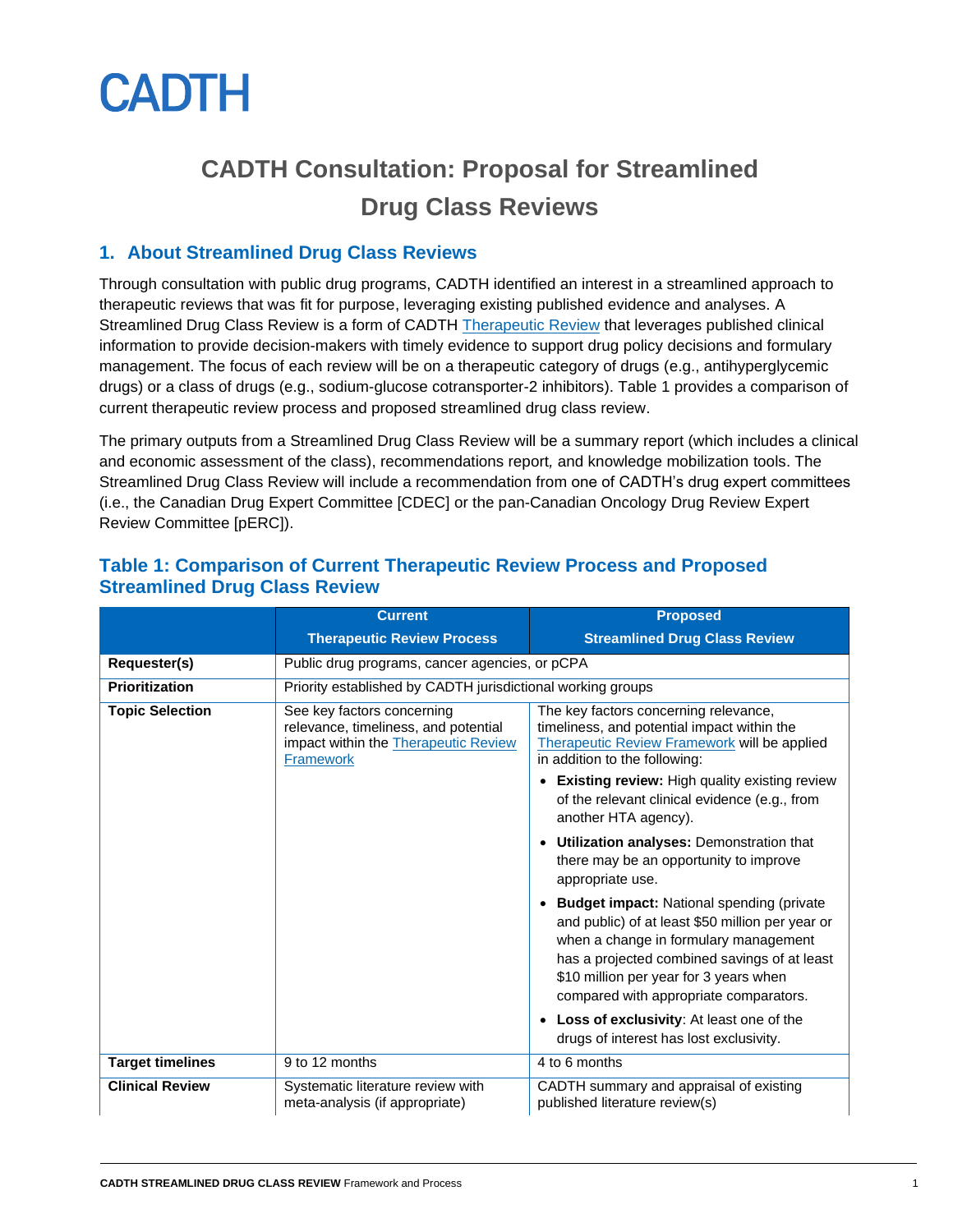# CADTH

# CADTH Consultation: Proposal for Streamlined Drug Class Reviews

## 1. About Streamlined Drug Class Reviews

Through consultation with public drug programs, CADTH identified an interest in a streamlined approach to therapeutic reviews that was fit for purpose, leveraging existing published evidence and analyses. A Streamlined Drug Class Review is a form of CADTH Therapeutic Review that leverages published clinical information to provide decision-makers with timely evidence to support drug policy decisions and formulary management. The focus of each review will be on a therapeutic category of drugs (e.g., antihyperglycemic drugs) or a class of drugs (e.g., sodium-glucose cotransporter-2 inhibitors). Table 1 provides a comparison of current therapeutic review process and proposed streamlined drug class review.

The primary outputs from a Streamlined Drug Class Review will be a summary report (which includes a clinical and economic assessment of the class), recommendations report, and knowledge mobilization tools. The Streamlined Drug Class Review will include a recommendation from one of CADTH's drug expert committees (i.e., the Canadian Drug Expert Committee [CDEC] or the pan-Canadian Oncology Drug Review Expert Review Committee [pERC]).

### Table 1: Comparison of Current Therapeutic Review Process and Proposed Streamlined Drug Class Review

| | Current Therapeutic Review Process | Proposed Streamlined Drug Class Review |
|---|---|---|
| **Requester(s)** | Public drug programs, cancer agencies, or pCPA | |
| **Prioritization** | Priority established by CADTH jurisdictional working groups | |
| **Topic Selection** | See key factors concerning relevance, timeliness, and potential impact within the Therapeutic Review Framework | The key factors concerning relevance, timeliness, and potential impact within the Therapeutic Review Framework will be applied in addition to the following:<br>• **Existing review:** High quality existing review of the relevant clinical evidence (e.g., from another HTA agency).<br>• **Utilization analyses:** Demonstration that there may be an opportunity to improve appropriate use.<br>• **Budget impact:** National spending (private and public) of at least $50 million per year or when a change in formulary management has a projected combined savings of at least $10 million per year for 3 years when compared with appropriate comparators.<br>• **Loss of exclusivity**: At least one of the drugs of interest has lost exclusivity. |
| **Target timelines** | 9 to 12 months | 4 to 6 months |
| **Clinical Review** | Systematic literature review with meta-analysis (if appropriate) | CADTH summary and appraisal of existing published literature review(s) |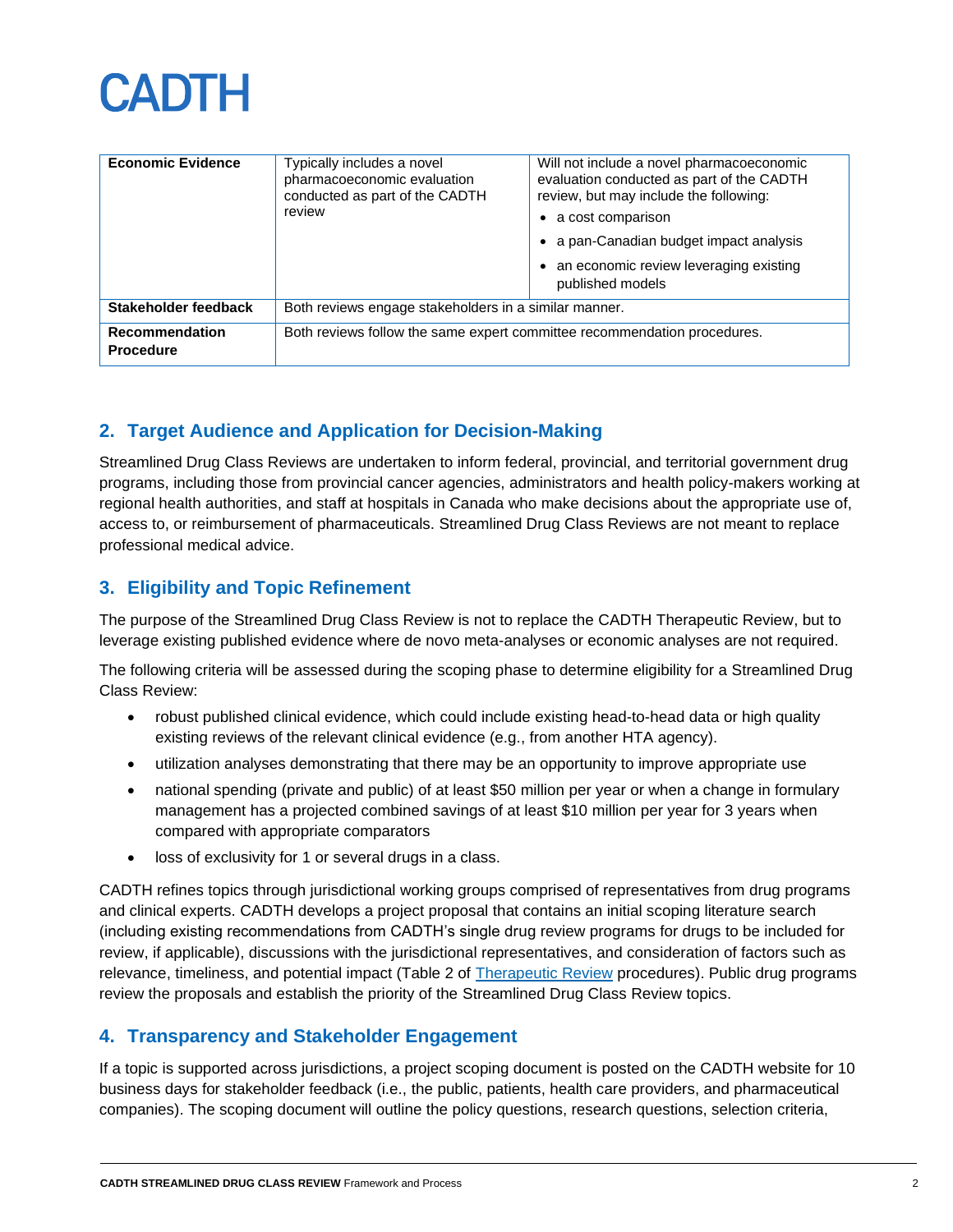| | | |
|---|---|---|
| **Economic Evidence** | Typically includes a novel pharmacoeconomic evaluation conducted as part of the CADTH review | Will not include a novel pharmacoeconomic evaluation conducted as part of the CADTH review, but may include the following:<br>• a cost comparison<br>• a pan-Canadian budget impact analysis<br>• an economic review leveraging existing published models |
| **Stakeholder feedback** | Both reviews engage stakeholders in a similar manner. | |
| **Recommendation Procedure** | Both reviews follow the same expert committee recommendation procedures. | |

## 2. Target Audience and Application for Decision-Making

Streamlined Drug Class Reviews are undertaken to inform federal, provincial, and territorial government drug programs, including those from provincial cancer agencies, administrators and health policy-makers working at regional health authorities, and staff at hospitals in Canada who make decisions about the appropriate use of, access to, or reimbursement of pharmaceuticals. Streamlined Drug Class Reviews are not meant to replace professional medical advice.

## 3. Eligibility and Topic Refinement

The purpose of the Streamlined Drug Class Review is not to replace the CADTH Therapeutic Review, but to leverage existing published evidence where de novo meta-analyses or economic analyses are not required.

The following criteria will be assessed during the scoping phase to determine eligibility for a Streamlined Drug Class Review:

- robust published clinical evidence, which could include existing head-to-head data or high quality existing reviews of the relevant clinical evidence (e.g., from another HTA agency).
- utilization analyses demonstrating that there may be an opportunity to improve appropriate use
- national spending (private and public) of at least $50 million per year or when a change in formulary management has a projected combined savings of at least $10 million per year for 3 years when compared with appropriate comparators
- loss of exclusivity for 1 or several drugs in a class.

CADTH refines topics through jurisdictional working groups comprised of representatives from drug programs and clinical experts. CADTH develops a project proposal that contains an initial scoping literature search (including existing recommendations from CADTH's single drug review programs for drugs to be included for review, if applicable), discussions with the jurisdictional representatives, and consideration of factors such as relevance, timeliness, and potential impact (Table 2 of Therapeutic Review procedures). Public drug programs review the proposals and establish the priority of the Streamlined Drug Class Review topics.

## 4. Transparency and Stakeholder Engagement

If a topic is supported across jurisdictions, a project scoping document is posted on the CADTH website for 10 business days for stakeholder feedback (i.e., the public, patients, health care providers, and pharmaceutical companies). The scoping document will outline the policy questions, research questions, selection criteria,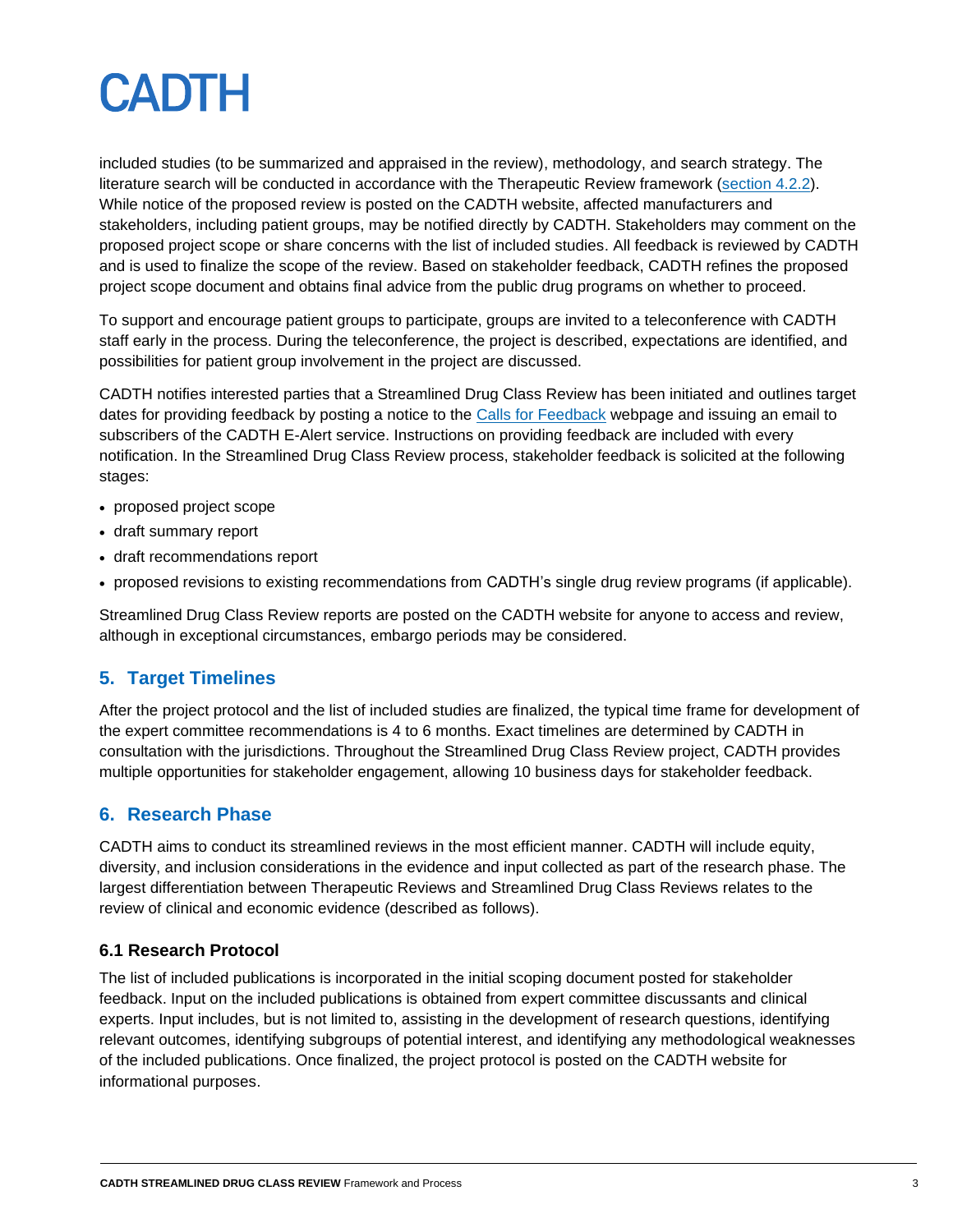included studies (to be summarized and appraised in the review), methodology, and search strategy. The literature search will be conducted in accordance with the Therapeutic Review framework (section 4.2.2). While notice of the proposed review is posted on the CADTH website, affected manufacturers and stakeholders, including patient groups, may be notified directly by CADTH. Stakeholders may comment on the proposed project scope or share concerns with the list of included studies. All feedback is reviewed by CADTH and is used to finalize the scope of the review. Based on stakeholder feedback, CADTH refines the proposed project scope document and obtains final advice from the public drug programs on whether to proceed.

To support and encourage patient groups to participate, groups are invited to a teleconference with CADTH staff early in the process. During the teleconference, the project is described, expectations are identified, and possibilities for patient group involvement in the project are discussed.

CADTH notifies interested parties that a Streamlined Drug Class Review has been initiated and outlines target dates for providing feedback by posting a notice to the Calls for Feedback webpage and issuing an email to subscribers of the CADTH E-Alert service. Instructions on providing feedback are included with every notification. In the Streamlined Drug Class Review process, stakeholder feedback is solicited at the following stages:

- proposed project scope
- draft summary report
- draft recommendations report
- proposed revisions to existing recommendations from CADTH's single drug review programs (if applicable).

Streamlined Drug Class Review reports are posted on the CADTH website for anyone to access and review, although in exceptional circumstances, embargo periods may be considered.

## 5. Target Timelines

After the project protocol and the list of included studies are finalized, the typical time frame for development of the expert committee recommendations is 4 to 6 months. Exact timelines are determined by CADTH in consultation with the jurisdictions. Throughout the Streamlined Drug Class Review project, CADTH provides multiple opportunities for stakeholder engagement, allowing 10 business days for stakeholder feedback.

## 6. Research Phase

CADTH aims to conduct its streamlined reviews in the most efficient manner. CADTH will include equity, diversity, and inclusion considerations in the evidence and input collected as part of the research phase. The largest differentiation between Therapeutic Reviews and Streamlined Drug Class Reviews relates to the review of clinical and economic evidence (described as follows).

### 6.1 Research Protocol

The list of included publications is incorporated in the initial scoping document posted for stakeholder feedback. Input on the included publications is obtained from expert committee discussants and clinical experts. Input includes, but is not limited to, assisting in the development of research questions, identifying relevant outcomes, identifying subgroups of potential interest, and identifying any methodological weaknesses of the included publications. Once finalized, the project protocol is posted on the CADTH website for informational purposes.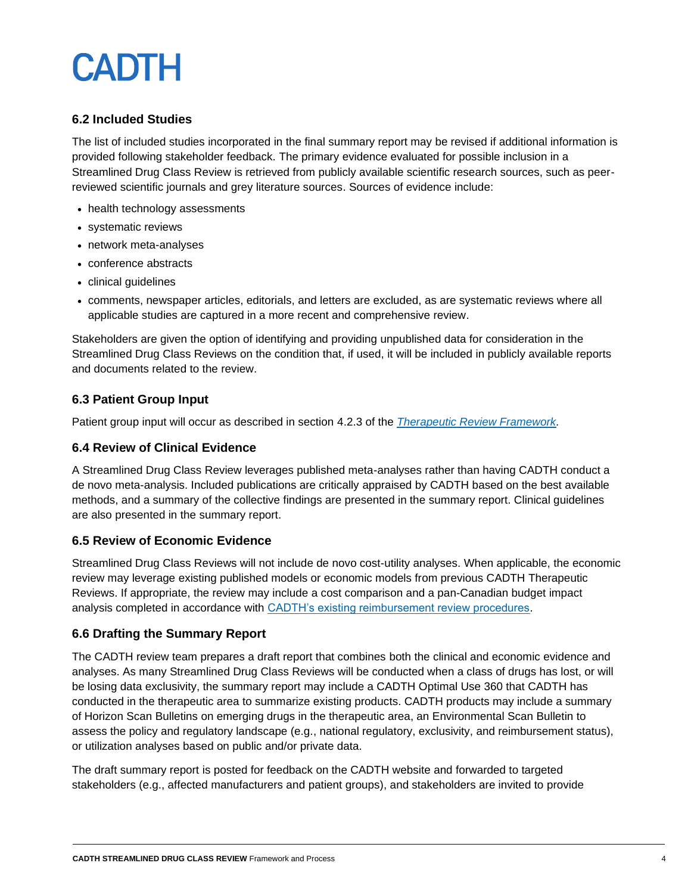### 6.2 Included Studies

The list of included studies incorporated in the final summary report may be revised if additional information is provided following stakeholder feedback. The primary evidence evaluated for possible inclusion in a Streamlined Drug Class Review is retrieved from publicly available scientific research sources, such as peer-reviewed scientific journals and grey literature sources. Sources of evidence include:

- health technology assessments
- systematic reviews
- network meta-analyses
- conference abstracts
- clinical guidelines
- comments, newspaper articles, editorials, and letters are excluded, as are systematic reviews where all applicable studies are captured in a more recent and comprehensive review.

Stakeholders are given the option of identifying and providing unpublished data for consideration in the Streamlined Drug Class Reviews on the condition that, if used, it will be included in publicly available reports and documents related to the review.

### 6.3 Patient Group Input

Patient group input will occur as described in section 4.2.3 of the *Therapeutic Review Framework*.

### 6.4 Review of Clinical Evidence

A Streamlined Drug Class Review leverages published meta-analyses rather than having CADTH conduct a de novo meta-analysis. Included publications are critically appraised by CADTH based on the best available methods, and a summary of the collective findings are presented in the summary report. Clinical guidelines are also presented in the summary report.

### 6.5 Review of Economic Evidence

Streamlined Drug Class Reviews will not include de novo cost-utility analyses. When applicable, the economic review may leverage existing published models or economic models from previous CADTH Therapeutic Reviews. If appropriate, the review may include a cost comparison and a pan-Canadian budget impact analysis completed in accordance with CADTH's existing reimbursement review procedures.

### 6.6 Drafting the Summary Report

The CADTH review team prepares a draft report that combines both the clinical and economic evidence and analyses. As many Streamlined Drug Class Reviews will be conducted when a class of drugs has lost, or will be losing data exclusivity, the summary report may include a CADTH Optimal Use 360 that CADTH has conducted in the therapeutic area to summarize existing products. CADTH products may include a summary of Horizon Scan Bulletins on emerging drugs in the therapeutic area, an Environmental Scan Bulletin to assess the policy and regulatory landscape (e.g., national regulatory, exclusivity, and reimbursement status), or utilization analyses based on public and/or private data.

The draft summary report is posted for feedback on the CADTH website and forwarded to targeted stakeholders (e.g., affected manufacturers and patient groups), and stakeholders are invited to provide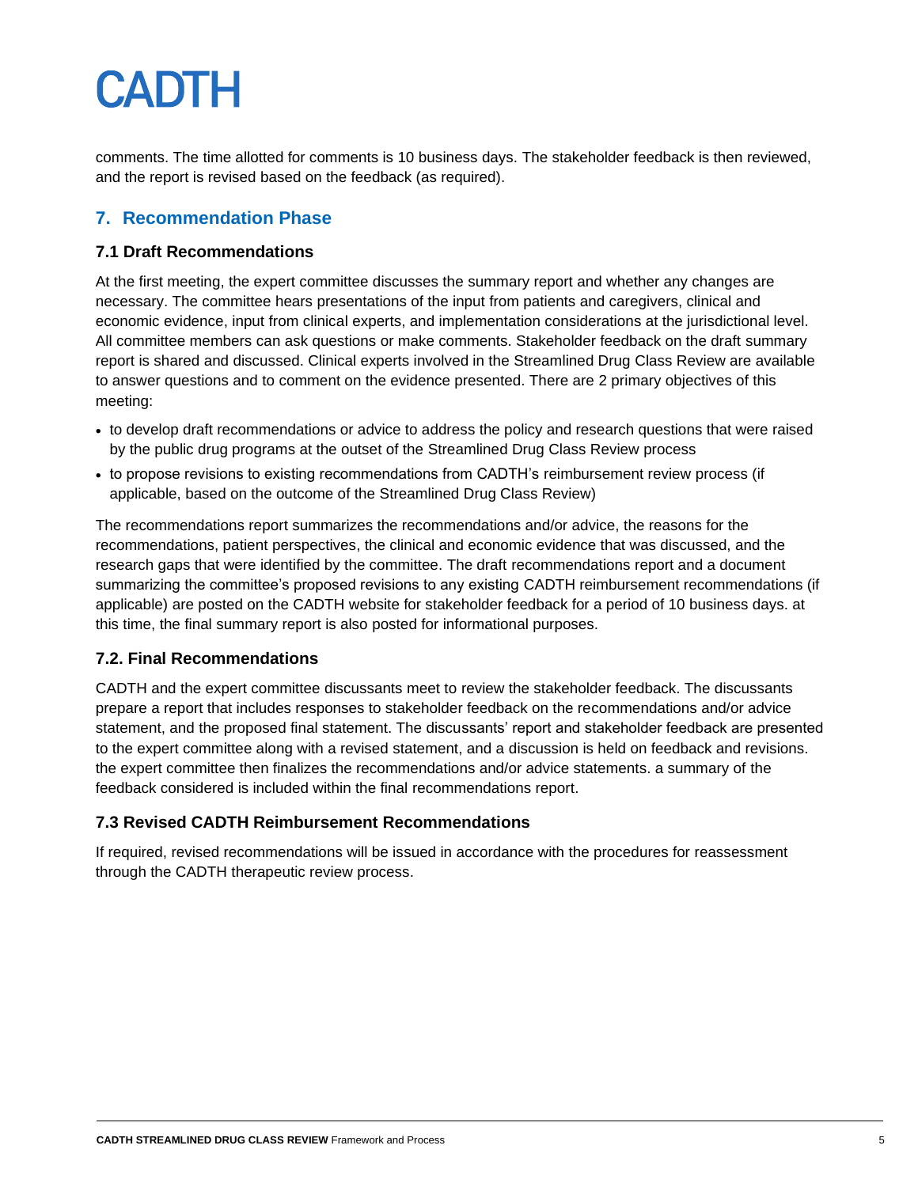comments. The time allotted for comments is 10 business days. The stakeholder feedback is then reviewed, and the report is revised based on the feedback (as required).

## 7. Recommendation Phase

### 7.1 Draft Recommendations

At the first meeting, the expert committee discusses the summary report and whether any changes are necessary. The committee hears presentations of the input from patients and caregivers, clinical and economic evidence, input from clinical experts, and implementation considerations at the jurisdictional level. All committee members can ask questions or make comments. Stakeholder feedback on the draft summary report is shared and discussed. Clinical experts involved in the Streamlined Drug Class Review are available to answer questions and to comment on the evidence presented. There are 2 primary objectives of this meeting:

- to develop draft recommendations or advice to address the policy and research questions that were raised by the public drug programs at the outset of the Streamlined Drug Class Review process
- to propose revisions to existing recommendations from CADTH's reimbursement review process (if applicable, based on the outcome of the Streamlined Drug Class Review)

The recommendations report summarizes the recommendations and/or advice, the reasons for the recommendations, patient perspectives, the clinical and economic evidence that was discussed, and the research gaps that were identified by the committee. The draft recommendations report and a document summarizing the committee's proposed revisions to any existing CADTH reimbursement recommendations (if applicable) are posted on the CADTH website for stakeholder feedback for a period of 10 business days. at this time, the final summary report is also posted for informational purposes.

### 7.2. Final Recommendations

CADTH and the expert committee discussants meet to review the stakeholder feedback. The discussants prepare a report that includes responses to stakeholder feedback on the recommendations and/or advice statement, and the proposed final statement. The discussants' report and stakeholder feedback are presented to the expert committee along with a revised statement, and a discussion is held on feedback and revisions. the expert committee then finalizes the recommendations and/or advice statements. a summary of the feedback considered is included within the final recommendations report.

### 7.3 Revised CADTH Reimbursement Recommendations

If required, revised recommendations will be issued in accordance with the procedures for reassessment through the CADTH therapeutic review process.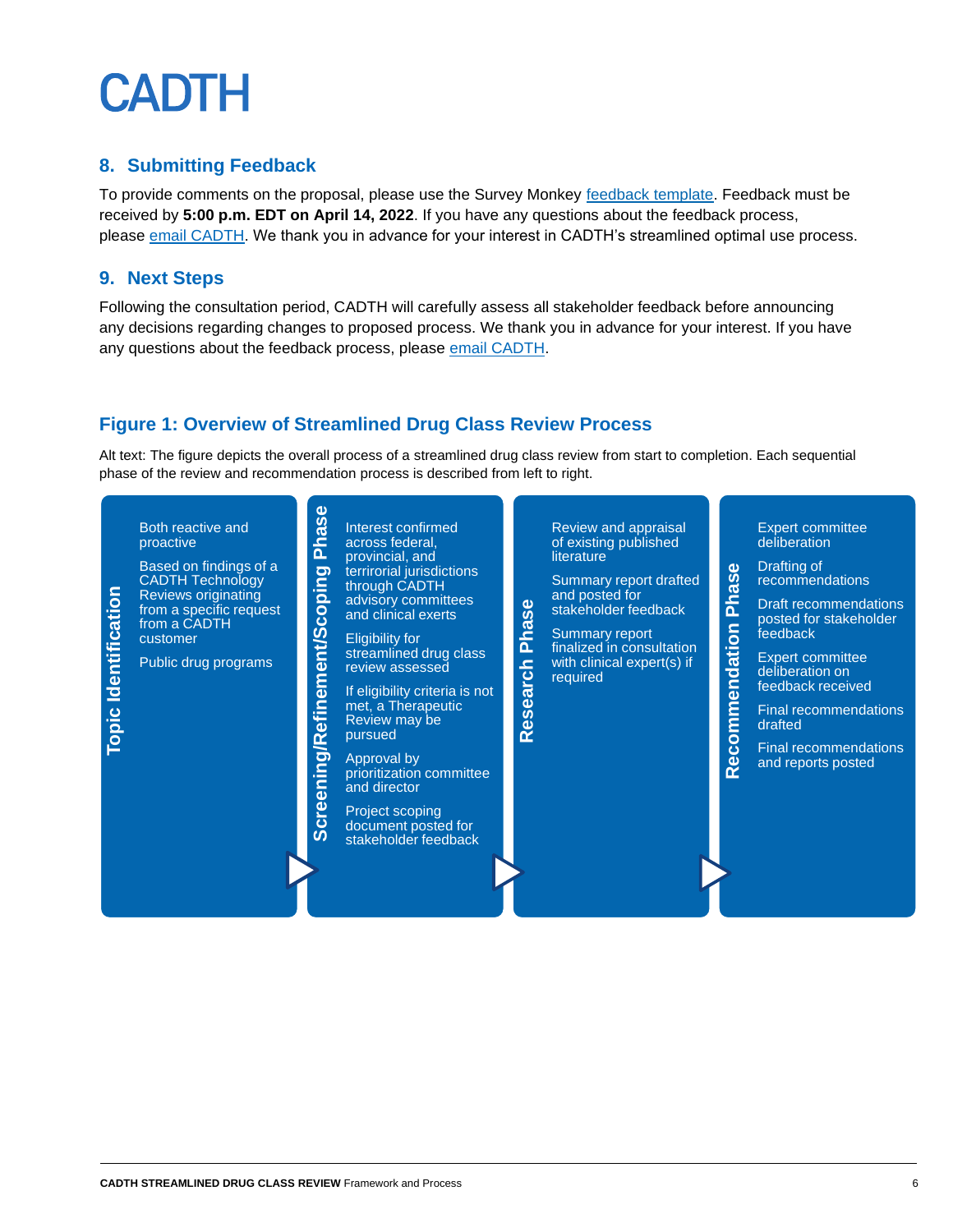## 8. Submitting Feedback

To provide comments on the proposal, please use the Survey Monkey feedback template. Feedback must be received by **5:00 p.m. EDT on April 14, 2022**. If you have any questions about the feedback process, please email CADTH. We thank you in advance for your interest in CADTH's streamlined optimal use process.

## 9. Next Steps

Following the consultation period, CADTH will carefully assess all stakeholder feedback before announcing any decisions regarding changes to proposed process. We thank you in advance for your interest. If you have any questions about the feedback process, please email CADTH.

### Figure 1: Overview of Streamlined Drug Class Review Process

Alt text: The figure depicts the overall process of a streamlined drug class review from start to completion. Each sequential phase of the review and recommendation process is described from left to right.

**Topic Identification**

Both reactive and proactive

Based on findings of a CADTH Technology Reviews originating from a specific request from a CADTH customer

Public drug programs

**Screening/Refinement/Scoping Phase**

Interest confirmed across federal, provincial, and terrirorial jurisdictions through CADTH advisory committees and clinical exerts

Eligibility for streamlined drug class review assessed

If eligibility criteria is not met, a Therapeutic Review may be pursued

Approval by prioritization committee and director

Project scoping document posted for stakeholder feedback

**Research Phase**

Review and appraisal of existing published literature

Summary report drafted and posted for stakeholder feedback

Summary report finalized in consultation with clinical expert(s) if required

**Recommendation Phase**

Expert committee deliberation

Drafting of recommendations

Draft recommendations posted for stakeholder feedback

Expert committee deliberation on feedback received

Final recommendations drafted

Final recommendations and reports posted